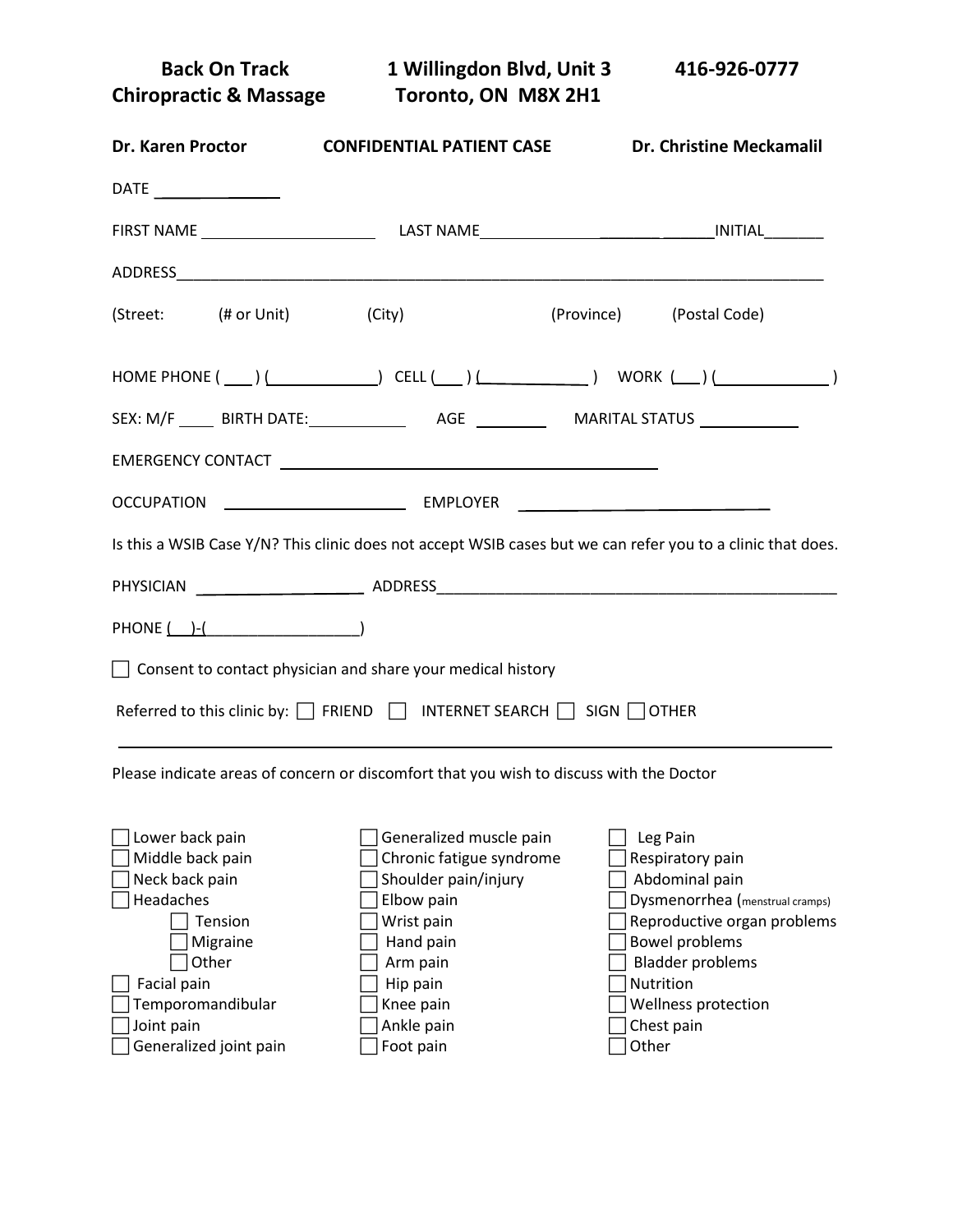**Back On Track Chiropractic & Massage** — **1 Willingdon Blvd, Unit 3, Toronto, ON M8X 2H1** — **416-926-0777**

**Dr. Karen Proctor** — **CONFIDENTIAL PATIENT CASE** — **Dr. Christine Meckamalil**

DATE ______________

FIRST NAME ____________________ LAST NAME ____________________ INITIAL_______

ADDRESS_______________________________________________________________________

(Street: (# or Unit) (City) (Province) (Postal Code)

HOME PHONE ( ___ ) ( ____________ ) CELL ( ___ ) ( ____________ ) WORK ( ___ ) ( ____________ )

SEX: M/F ____ BIRTH DATE: ___________ AGE ________ MARITAL STATUS ___________

EMERGENCY CONTACT ____________________________________________

OCCUPATION ____________________ EMPLOYER ____________________________

Is this a WSIB Case Y/N? This clinic does not accept WSIB cases but we can refer you to a clinic that does.

PHYSICIAN ____________________ ADDRESS_______________________________________________

PHONE ( ___ )-( __________________ )

☐ Consent to contact physician and share your medical history

Referred to this clinic by: ☐ FRIEND ☐ INTERNET SEARCH ☐ SIGN ☐ OTHER

---

Please indicate areas of concern or discomfort that you wish to discuss with the Doctor

- ☐ Lower back pain
- ☐ Middle back pain
- ☐ Neck back pain
- ☐ Headaches
  - ☐ Tension
  - ☐ Migraine
  - ☐ Other
- ☐ Facial pain
- ☐ Temporomandibular
- ☐ Joint pain
- ☐ Generalized joint pain

- ☐ Generalized muscle pain
- ☐ Chronic fatigue syndrome
- ☐ Shoulder pain/injury
- ☐ Elbow pain
- ☐ Wrist pain
- ☐ Hand pain
- ☐ Arm pain
- ☐ Hip pain
- ☐ Knee pain
- ☐ Ankle pain
- ☐ Foot pain

- ☐ Leg Pain
- ☐ Respiratory pain
- ☐ Abdominal pain
- ☐ Dysmenorrhea (menstrual cramps)
- ☐ Reproductive organ problems
- ☐ Bowel problems
- ☐ Bladder problems
- ☐ Nutrition
- ☐ Wellness protection
- ☐ Chest pain
- ☐ Other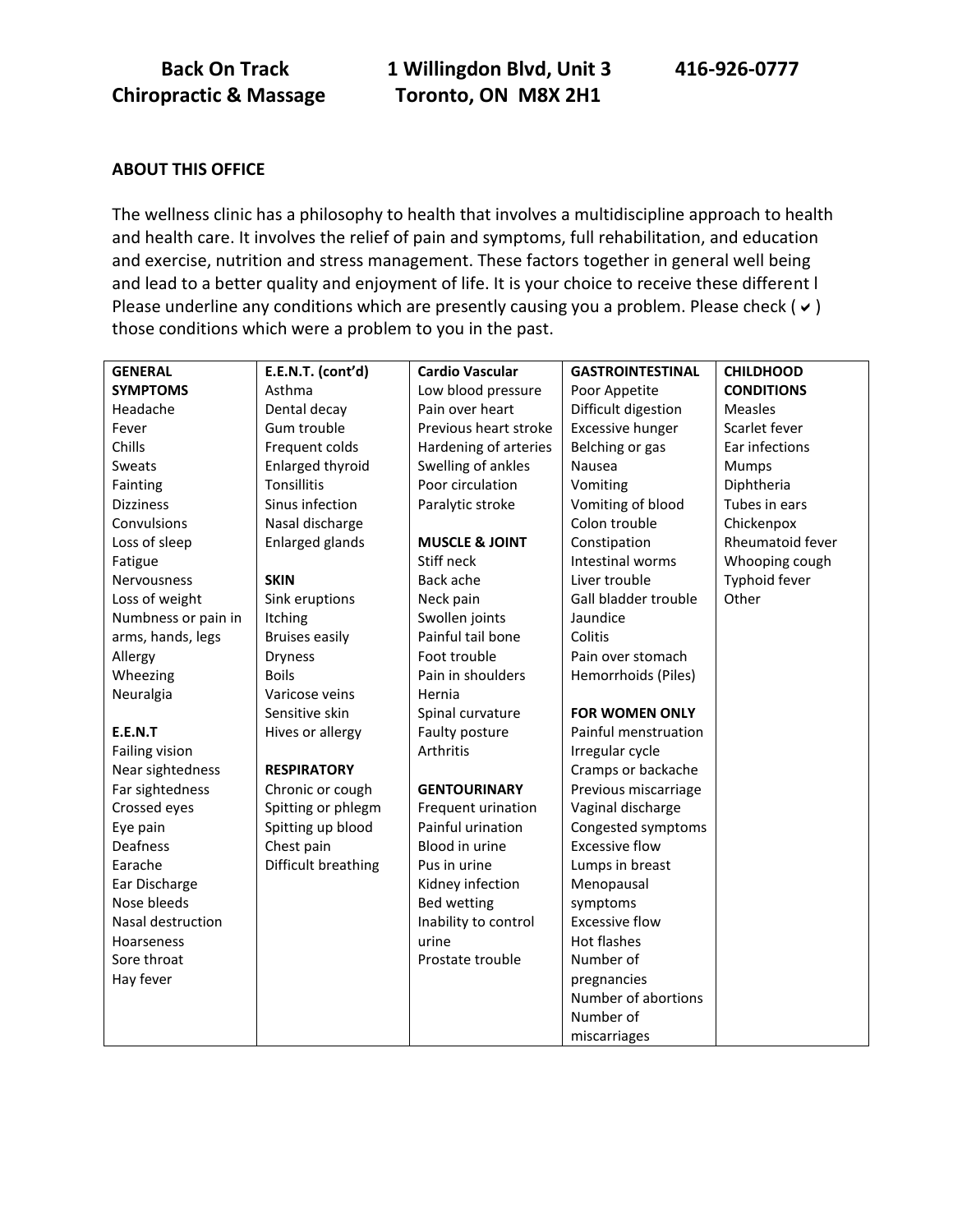**Back On Track Chiropractic & Massage** 1 Willingdon Blvd, Unit 3 Toronto, ON M8X 2H1 416-926-0777

## ABOUT THIS OFFICE

The wellness clinic has a philosophy to health that involves a multidiscipline approach to health and health care. It involves the relief of pain and symptoms, full rehabilitation, and education and exercise, nutrition and stress management. These factors together in general well being and lead to a better quality and enjoyment of life. It is your choice to receive these different l Please underline any conditions which are presently causing you a problem. Please check ( ✔ ) those conditions which were a problem to you in the past.

| GENERAL SYMPTOMS | E.E.N.T. (cont'd) | Cardio Vascular | GASTROINTESTINAL | CHILDHOOD CONDITIONS |
|---|---|---|---|---|
| Headache | Asthma | Low blood pressure | Poor Appetite | Measles |
| Fever | Dental decay | Pain over heart | Difficult digestion | Scarlet fever |
| Chills | Gum trouble | Previous heart stroke | Excessive hunger | Ear infections |
| Sweats | Frequent colds | Hardening of arteries | Belching or gas | Mumps |
| Fainting | Enlarged thyroid | Swelling of ankles | Nausea | Diphtheria |
| Dizziness | Tonsillitis | Poor circulation | Vomiting | Tubes in ears |
| Convulsions | Sinus infection | Paralytic stroke | Vomiting of blood | Chickenpox |
| Loss of sleep | Nasal discharge | | Colon trouble | Rheumatoid fever |
| Fatigue | Enlarged glands | **MUSCLE & JOINT** | Constipation | Whooping cough |
| Nervousness | | Stiff neck | Intestinal worms | Typhoid fever |
| Loss of weight | **SKIN** | Back ache | Liver trouble | Other |
| Numbness or pain in arms, hands, legs | Sink eruptions | Neck pain | Gall bladder trouble | |
| Allergy | Itching | Swollen joints | Jaundice | |
| Wheezing | Bruises easily | Painful tail bone | Colitis | |
| Neuralgia | Dryness | Foot trouble | Pain over stomach | |
| | Boils | Pain in shoulders | Hemorrhoids (Piles) | |
| **E.E.N.T** | Varicose veins | Hernia | | |
| Failing vision | Sensitive skin | Spinal curvature | **FOR WOMEN ONLY** | |
| Near sightedness | Hives or allergy | Faulty posture | Painful menstruation | |
| Far sightedness | | Arthritis | Irregular cycle | |
| Crossed eyes | **RESPIRATORY** | | Cramps or backache | |
| Eye pain | Chronic or cough | **GENTOURINARY** | Previous miscarriage | |
| Deafness | Spitting or phlegm | Frequent urination | Vaginal discharge | |
| Earache | Spitting up blood | Painful urination | Congested symptoms | |
| Ear Discharge | Chest pain | Blood in urine | Excessive flow | |
| Nose bleeds | Difficult breathing | Pus in urine | Lumps in breast | |
| Nasal destruction | | Kidney infection | Menopausal symptoms | |
| Hoarseness | | Bed wetting | Excessive flow | |
| Sore throat | | Inability to control urine | Hot flashes | |
| Hay fever | | Prostate trouble | Number of pregnancies | |
| | | | Number of abortions | |
| | | | Number of miscarriages | |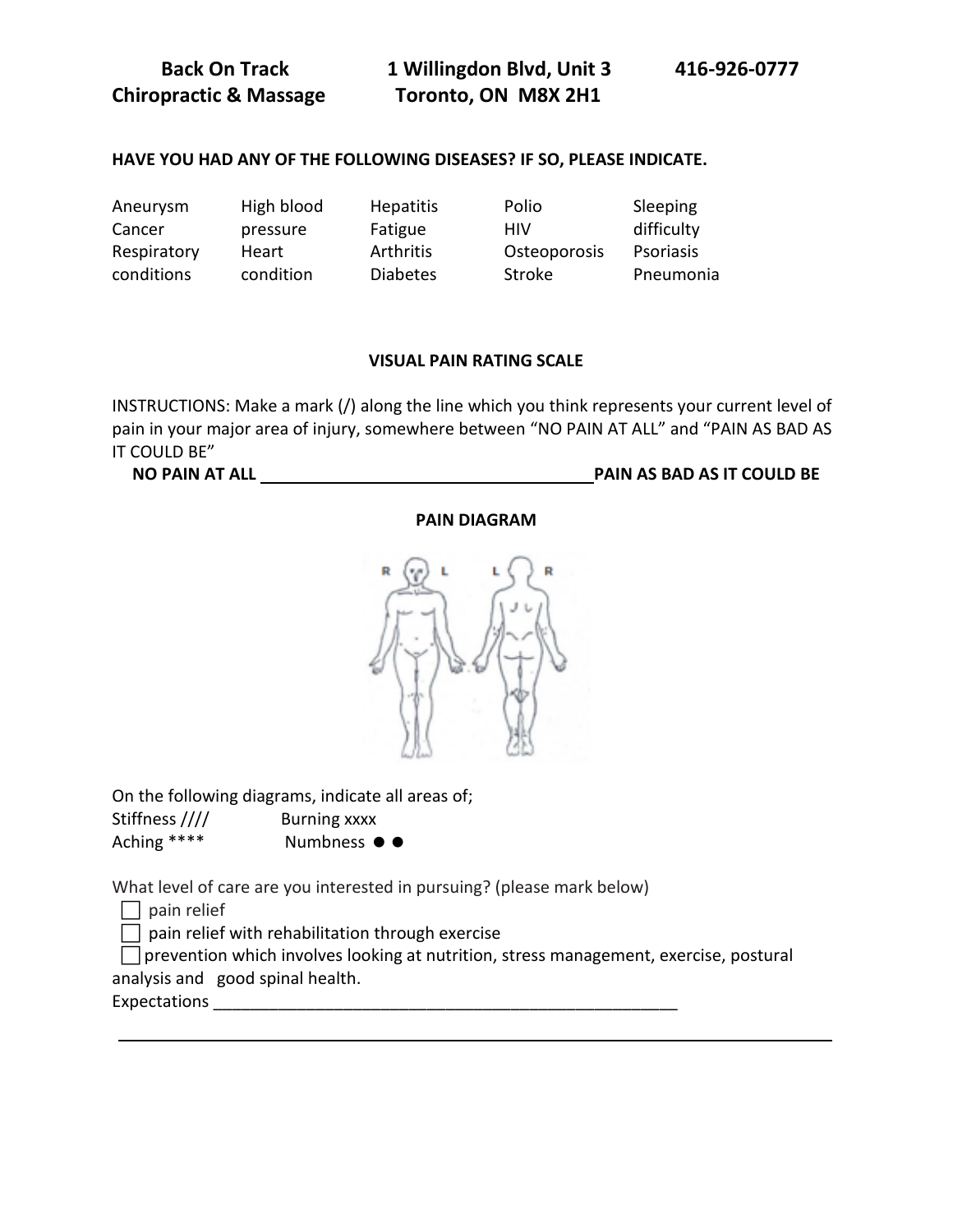**Back On Track Chiropractic & Massage** **1 Willingdon Blvd, Unit 3 Toronto, ON M8X 2H1** **416-926-0777**

**HAVE YOU HAD ANY OF THE FOLLOWING DISEASES? IF SO, PLEASE INDICATE.**

| | | | | |
|---|---|---|---|---|
| Aneurysm | High blood pressure | Hepatitis | Polio | Sleeping difficulty |
| Cancer | Heart condition | Fatigue | HIV | Psoriasis |
| Respiratory conditions | | Arthritis | Osteoporosis | Pneumonia |
| | | Diabetes | Stroke | |

**VISUAL PAIN RATING SCALE**

INSTRUCTIONS: Make a mark (/) along the line which you think represents your current level of pain in your major area of injury, somewhere between "NO PAIN AT ALL" and "PAIN AS BAD AS IT COULD BE"

**NO PAIN AT ALL** ____________________________________ **PAIN AS BAD AS IT COULD BE**

**PAIN DIAGRAM**

R L L R

On the following diagrams, indicate all areas of;

Stiffness //// Burning xxxx

Aching **** Numbness ● ●

What level of care are you interested in pursuing? (please mark below)

- ☐ pain relief
- ☐ pain relief with rehabilitation through exercise
- ☐ prevention which involves looking at nutrition, stress management, exercise, postural analysis and good spinal health.

Expectations ____________________________________________________

______________________________________________________________________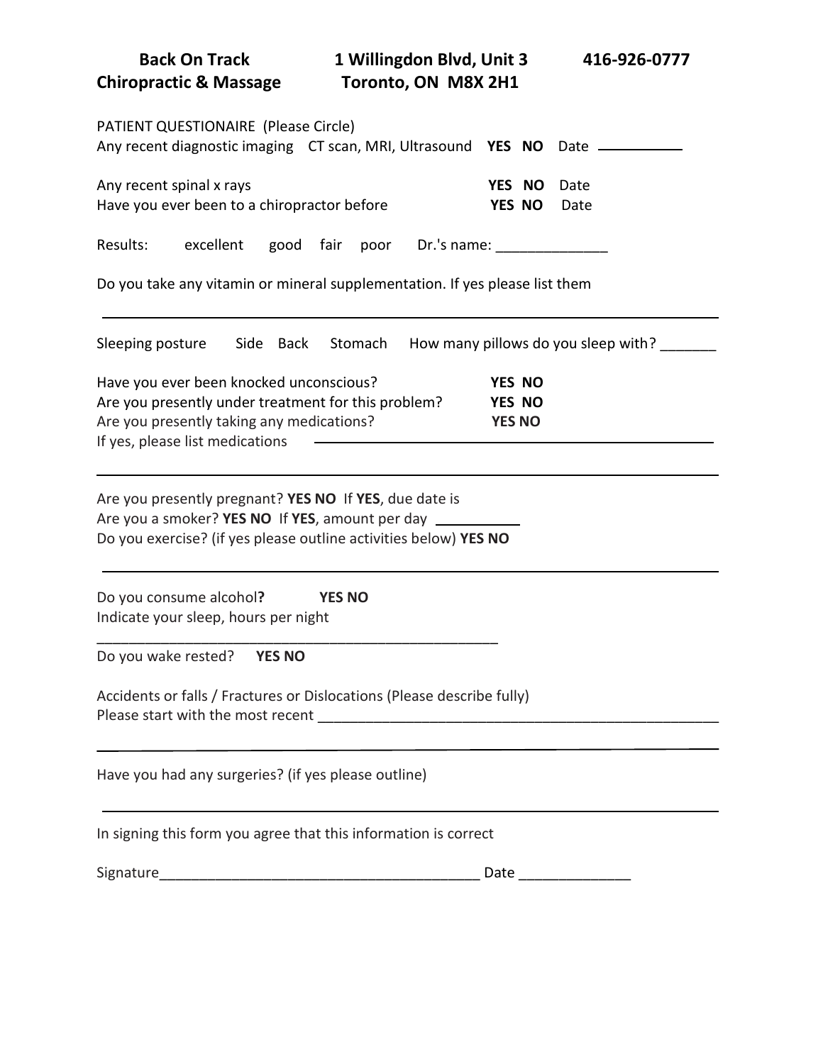**Back On Track Chiropractic & Massage** **1 Willingdon Blvd, Unit 3 Toronto, ON M8X 2H1** **416-926-0777**

PATIENT QUESTIONAIRE (Please Circle)

Any recent diagnostic imaging CT scan, MRI, Ultrasound **YES NO** Date ___________

Any recent spinal x rays **YES NO** Date

Have you ever been to a chiropractor before **YES NO** Date

Results: excellent good fair poor Dr.'s name: ______________

Do you take any vitamin or mineral supplementation. If yes please list them

_______________________________________________________________________________

Sleeping posture Side Back Stomach How many pillows do you sleep with? _______

Have you ever been knocked unconscious? **YES NO**

Are you presently under treatment for this problem? **YES NO**

Are you presently taking any medications? **YES NO**

If yes, please list medications _______________________________________________

_______________________________________________________________________________

Are you presently pregnant? **YES NO** If **YES**, due date is

Are you a smoker? **YES NO** If **YES**, amount per day ___________

Do you exercise? (if yes please outline activities below) **YES NO**

_______________________________________________________________________________

Do you consume alcohol**?** **YES NO**

Indicate your sleep, hours per night

__________________________________________________

Do you wake rested? **YES NO**

Accidents or falls / Fractures or Dislocations (Please describe fully)

Please start with the most recent __________________________________________________

_______________________________________________________________________________

Have you had any surgeries? (if yes please outline)

_______________________________________________________________________________

In signing this form you agree that this information is correct

Signature________________________________________ Date ______________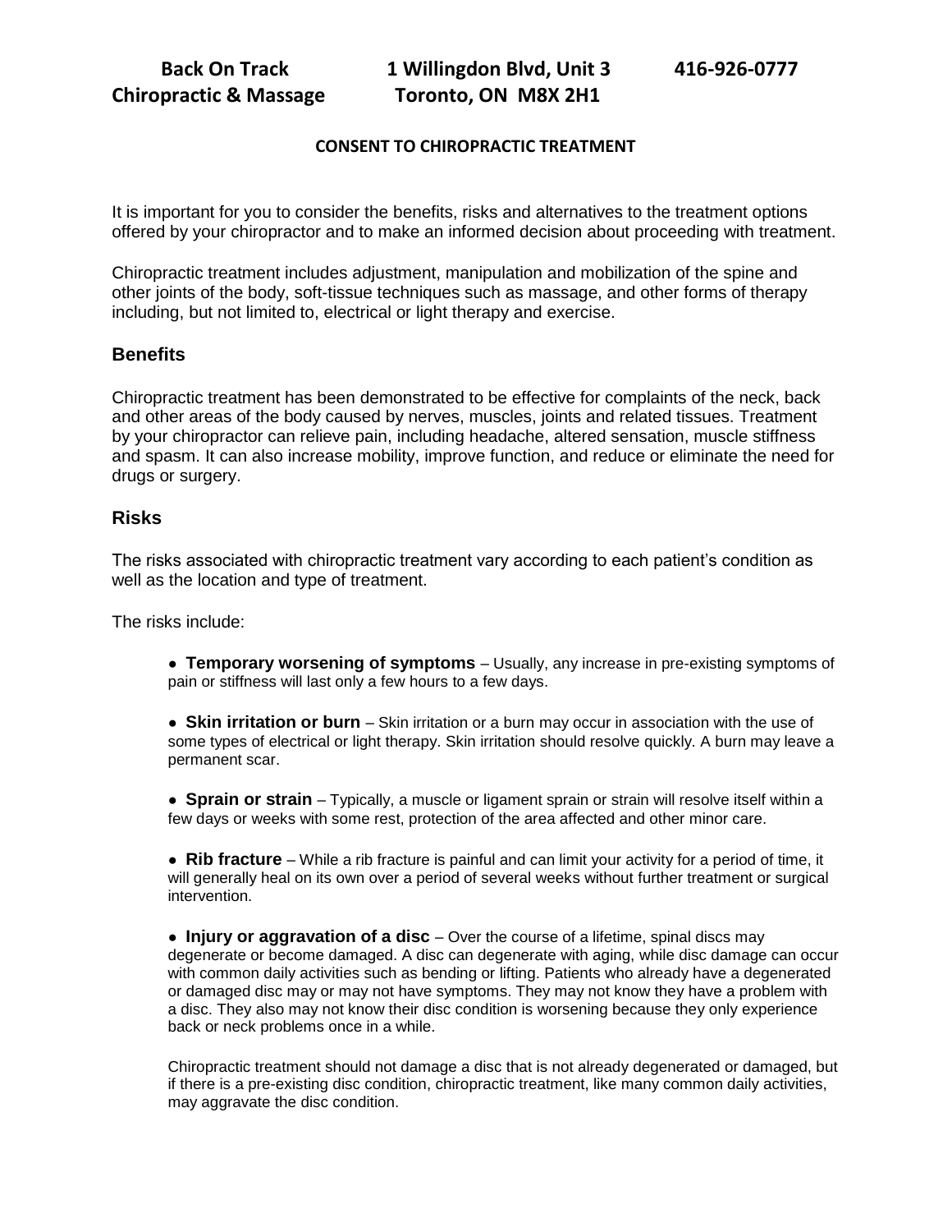Back On Track Chiropractic & Massage | 1 Willingdon Blvd, Unit 3 Toronto, ON M8X 2H1 | 416-926-0777

**CONSENT TO CHIROPRACTIC TREATMENT**

It is important for you to consider the benefits, risks and alternatives to the treatment options offered by your chiropractor and to make an informed decision about proceeding with treatment.

Chiropractic treatment includes adjustment, manipulation and mobilization of the spine and other joints of the body, soft-tissue techniques such as massage, and other forms of therapy including, but not limited to, electrical or light therapy and exercise.

## Benefits

Chiropractic treatment has been demonstrated to be effective for complaints of the neck, back and other areas of the body caused by nerves, muscles, joints and related tissues. Treatment by your chiropractor can relieve pain, including headache, altered sensation, muscle stiffness and spasm. It can also increase mobility, improve function, and reduce or eliminate the need for drugs or surgery.

## Risks

The risks associated with chiropractic treatment vary according to each patient's condition as well as the location and type of treatment.

The risks include:

- **Temporary worsening of symptoms** – Usually, any increase in pre-existing symptoms of pain or stiffness will last only a few hours to a few days.

- **Skin irritation or burn** – Skin irritation or a burn may occur in association with the use of some types of electrical or light therapy. Skin irritation should resolve quickly. A burn may leave a permanent scar.

- **Sprain or strain** – Typically, a muscle or ligament sprain or strain will resolve itself within a few days or weeks with some rest, protection of the area affected and other minor care.

- **Rib fracture** – While a rib fracture is painful and can limit your activity for a period of time, it will generally heal on its own over a period of several weeks without further treatment or surgical intervention.

- **Injury or aggravation of a disc** – Over the course of a lifetime, spinal discs may degenerate or become damaged. A disc can degenerate with aging, while disc damage can occur with common daily activities such as bending or lifting. Patients who already have a degenerated or damaged disc may or may not have symptoms. They may not know they have a problem with a disc. They also may not know their disc condition is worsening because they only experience back or neck problems once in a while.

  Chiropractic treatment should not damage a disc that is not already degenerated or damaged, but if there is a pre-existing disc condition, chiropractic treatment, like many common daily activities, may aggravate the disc condition.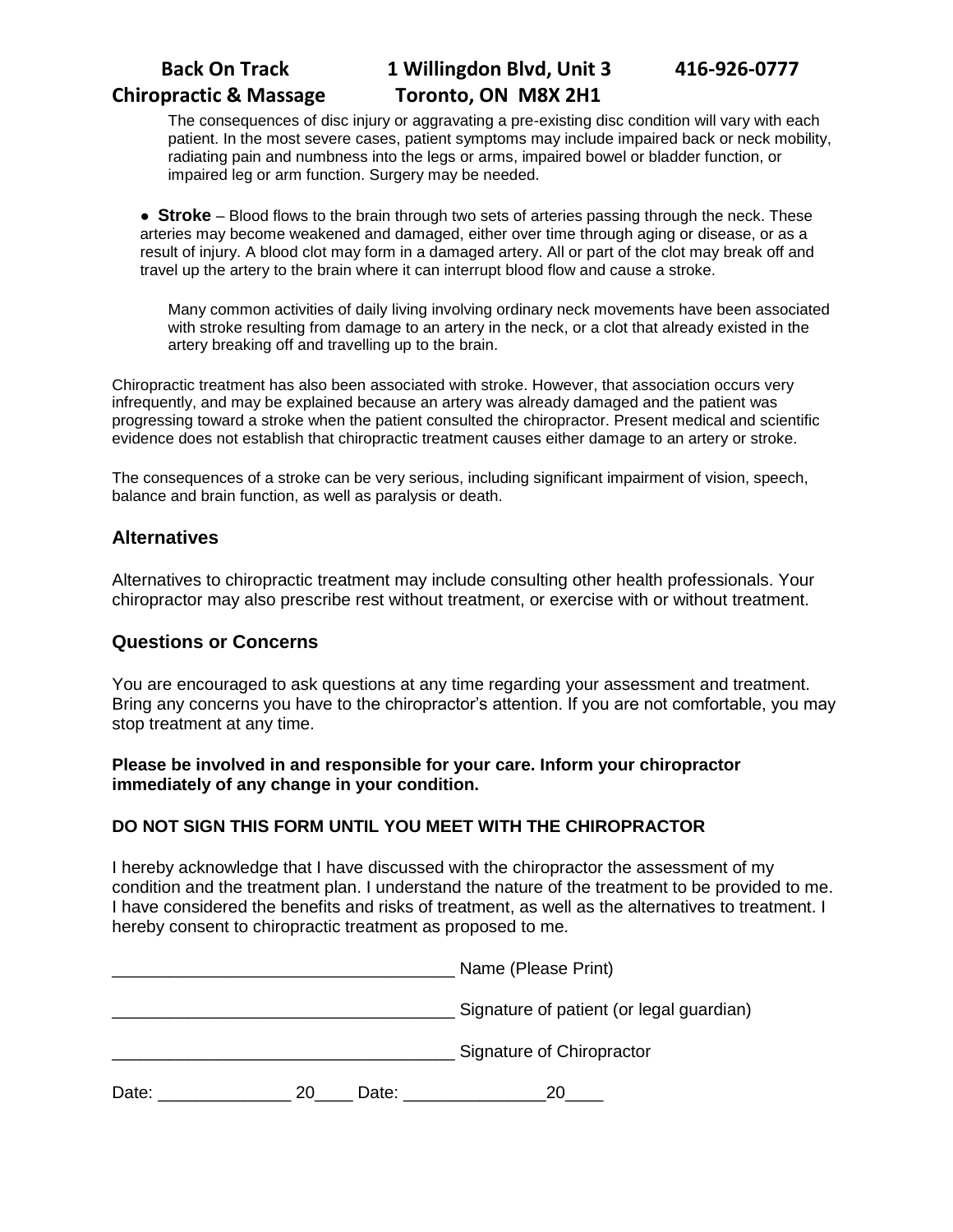The consequences of disc injury or aggravating a pre-existing disc condition will vary with each patient. In the most severe cases, patient symptoms may include impaired back or neck mobility, radiating pain and numbness into the legs or arms, impaired bowel or bladder function, or impaired leg or arm function. Surgery may be needed.

- **Stroke** – Blood flows to the brain through two sets of arteries passing through the neck. These arteries may become weakened and damaged, either over time through aging or disease, or as a result of injury. A blood clot may form in a damaged artery. All or part of the clot may break off and travel up the artery to the brain where it can interrupt blood flow and cause a stroke.

  Many common activities of daily living involving ordinary neck movements have been associated with stroke resulting from damage to an artery in the neck, or a clot that already existed in the artery breaking off and travelling up to the brain.

Chiropractic treatment has also been associated with stroke. However, that association occurs very infrequently, and may be explained because an artery was already damaged and the patient was progressing toward a stroke when the patient consulted the chiropractor. Present medical and scientific evidence does not establish that chiropractic treatment causes either damage to an artery or stroke.

The consequences of a stroke can be very serious, including significant impairment of vision, speech, balance and brain function, as well as paralysis or death.

## Alternatives

Alternatives to chiropractic treatment may include consulting other health professionals. Your chiropractor may also prescribe rest without treatment, or exercise with or without treatment.

## Questions or Concerns

You are encouraged to ask questions at any time regarding your assessment and treatment. Bring any concerns you have to the chiropractor's attention. If you are not comfortable, you may stop treatment at any time.

**Please be involved in and responsible for your care. Inform your chiropractor immediately of any change in your condition.**

**DO NOT SIGN THIS FORM UNTIL YOU MEET WITH THE CHIROPRACTOR**

I hereby acknowledge that I have discussed with the chiropractor the assessment of my condition and the treatment plan. I understand the nature of the treatment to be provided to me. I have considered the benefits and risks of treatment, as well as the alternatives to treatment. I hereby consent to chiropractic treatment as proposed to me.

____________________________________ Name (Please Print)

____________________________________ Signature of patient (or legal guardian)

____________________________________ Signature of Chiropractor

Date: ______________ 20____ Date: _______________20____